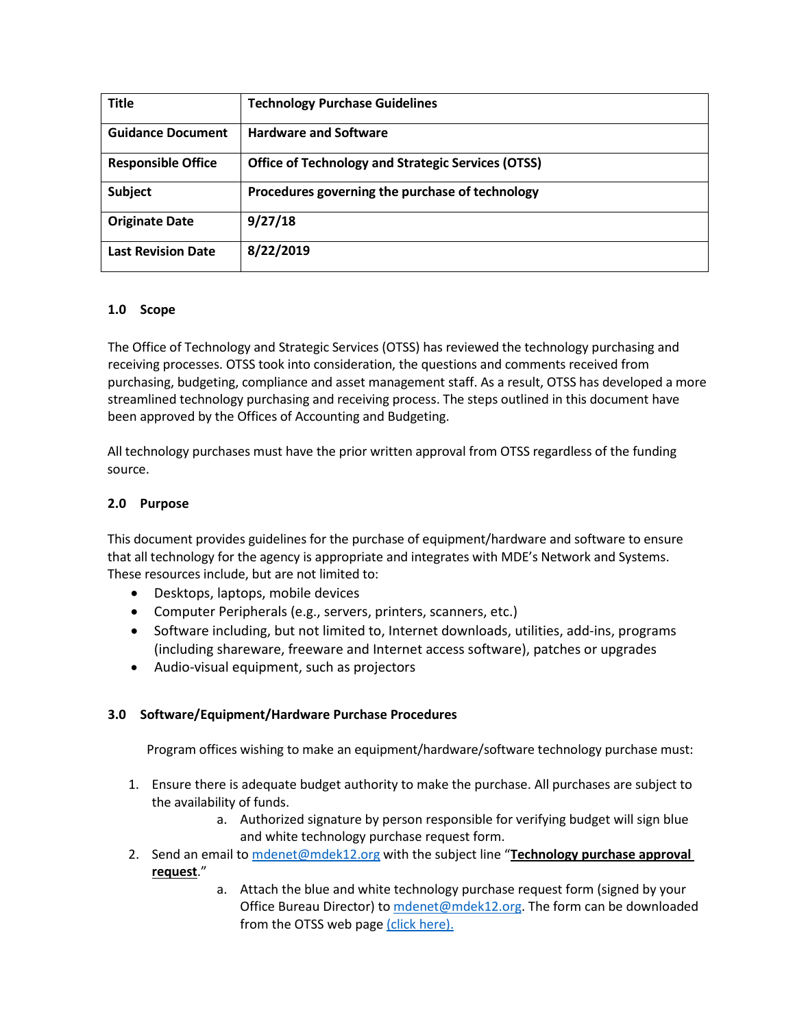| Title | Technology Purchase Guidelines |
| --- | --- |
| Guidance Document | Hardware and Software |
| Responsible Office | Office of Technology and Strategic Services (OTSS) |
| Subject | Procedures governing the purchase of technology |
| Originate Date | 9/27/18 |
| Last Revision Date | 8/22/2019 |

## 1.0 Scope

The Office of Technology and Strategic Services (OTSS) has reviewed the technology purchasing and receiving processes. OTSS took into consideration, the questions and comments received from purchasing, budgeting, compliance and asset management staff. As a result, OTSS has developed a more streamlined technology purchasing and receiving process. The steps outlined in this document have been approved by the Offices of Accounting and Budgeting.

All technology purchases must have the prior written approval from OTSS regardless of the funding source.

## 2.0 Purpose

This document provides guidelines for the purchase of equipment/hardware and software to ensure that all technology for the agency is appropriate and integrates with MDE's Network and Systems. These resources include, but are not limited to:

- Desktops, laptops, mobile devices
- Computer Peripherals (e.g., servers, printers, scanners, etc.)
- Software including, but not limited to, Internet downloads, utilities, add-ins, programs (including shareware, freeware and Internet access software), patches or upgrades
- Audio-visual equipment, such as projectors

## 3.0 Software/Equipment/Hardware Purchase Procedures

Program offices wishing to make an equipment/hardware/software technology purchase must:

1. Ensure there is adequate budget authority to make the purchase. All purchases are subject to the availability of funds.
   a. Authorized signature by person responsible for verifying budget will sign blue and white technology purchase request form.
2. Send an email to mdenet@mdek12.org with the subject line "**Technology purchase approval request**."
   a. Attach the blue and white technology purchase request form (signed by your Office Bureau Director) to mdenet@mdek12.org. The form can be downloaded from the OTSS web page (click here).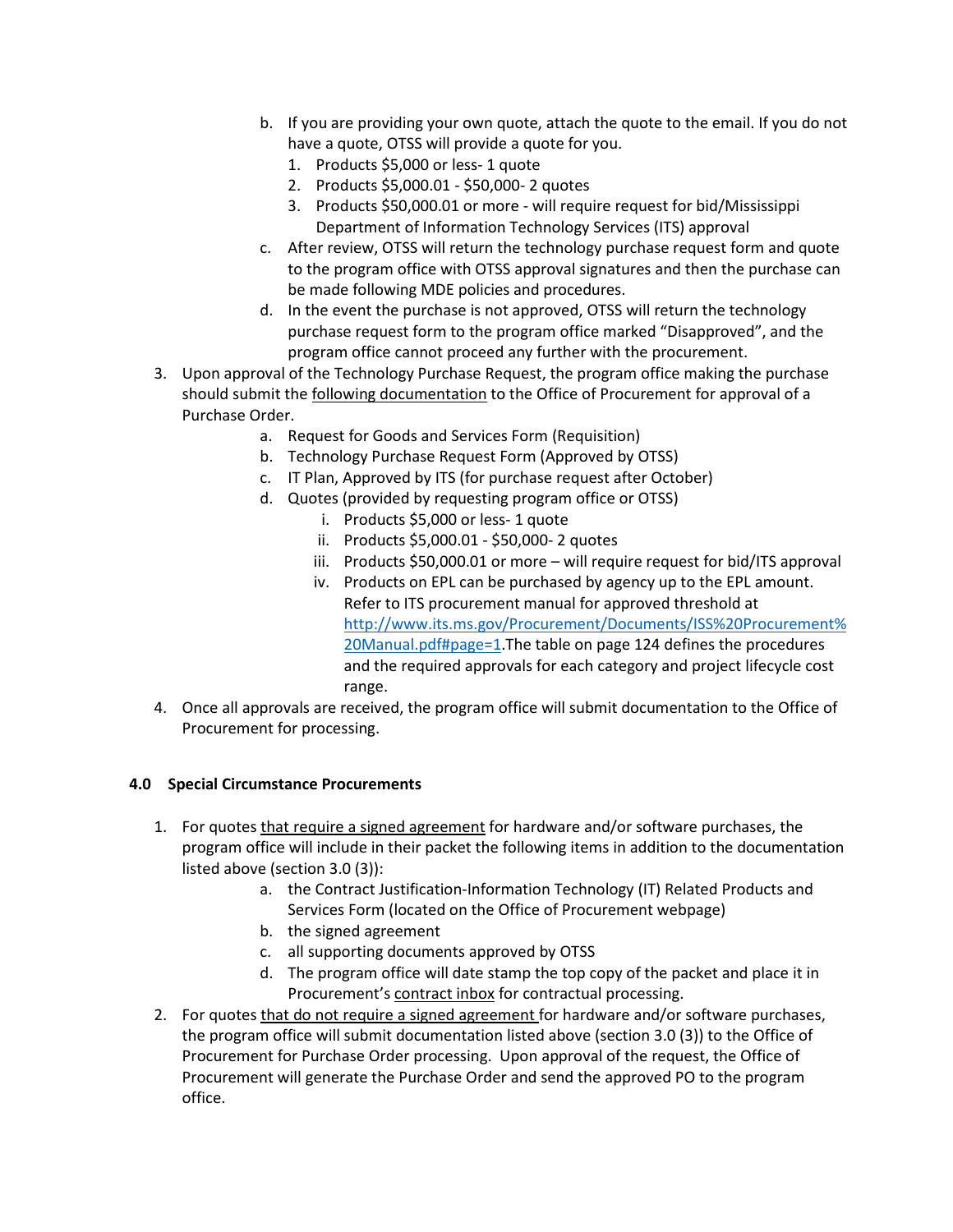b. If you are providing your own quote, attach the quote to the email. If you do not have a quote, OTSS will provide a quote for you.
   1. Products $5,000 or less- 1 quote
   2. Products $5,000.01 - $50,000- 2 quotes
   3. Products $50,000.01 or more - will require request for bid/Mississippi Department of Information Technology Services (ITS) approval

c. After review, OTSS will return the technology purchase request form and quote to the program office with OTSS approval signatures and then the purchase can be made following MDE policies and procedures.

d. In the event the purchase is not approved, OTSS will return the technology purchase request form to the program office marked “Disapproved”, and the program office cannot proceed any further with the procurement.

3. Upon approval of the Technology Purchase Request, the program office making the purchase should submit the <u>following documentation</u> to the Office of Procurement for approval of a Purchase Order.
   a. Request for Goods and Services Form (Requisition)
   b. Technology Purchase Request Form (Approved by OTSS)
   c. IT Plan, Approved by ITS (for purchase request after October)
   d. Quotes (provided by requesting program office or OTSS)
      i. Products $5,000 or less- 1 quote
      ii. Products $5,000.01 - $50,000- 2 quotes
      iii. Products $50,000.01 or more – will require request for bid/ITS approval
      iv. Products on EPL can be purchased by agency up to the EPL amount. Refer to ITS procurement manual for approved threshold at http://www.its.ms.gov/Procurement/Documents/ISS%20Procurement%20Manual.pdf#page=1.The table on page 124 defines the procedures and the required approvals for each category and project lifecycle cost range.

4. Once all approvals are received, the program office will submit documentation to the Office of Procurement for processing.

### 4.0 Special Circumstance Procurements

1. For quotes <u>that require a signed agreement</u> for hardware and/or software purchases, the program office will include in their packet the following items in addition to the documentation listed above (section 3.0 (3)):
   a. the Contract Justification-Information Technology (IT) Related Products and Services Form (located on the Office of Procurement webpage)
   b. the signed agreement
   c. all supporting documents approved by OTSS
   d. The program office will date stamp the top copy of the packet and place it in Procurement’s <u>contract inbox</u> for contractual processing.

2. For quotes <u>that do not require a signed agreement</u> for hardware and/or software purchases, the program office will submit documentation listed above (section 3.0 (3)) to the Office of Procurement for Purchase Order processing. Upon approval of the request, the Office of Procurement will generate the Purchase Order and send the approved PO to the program office.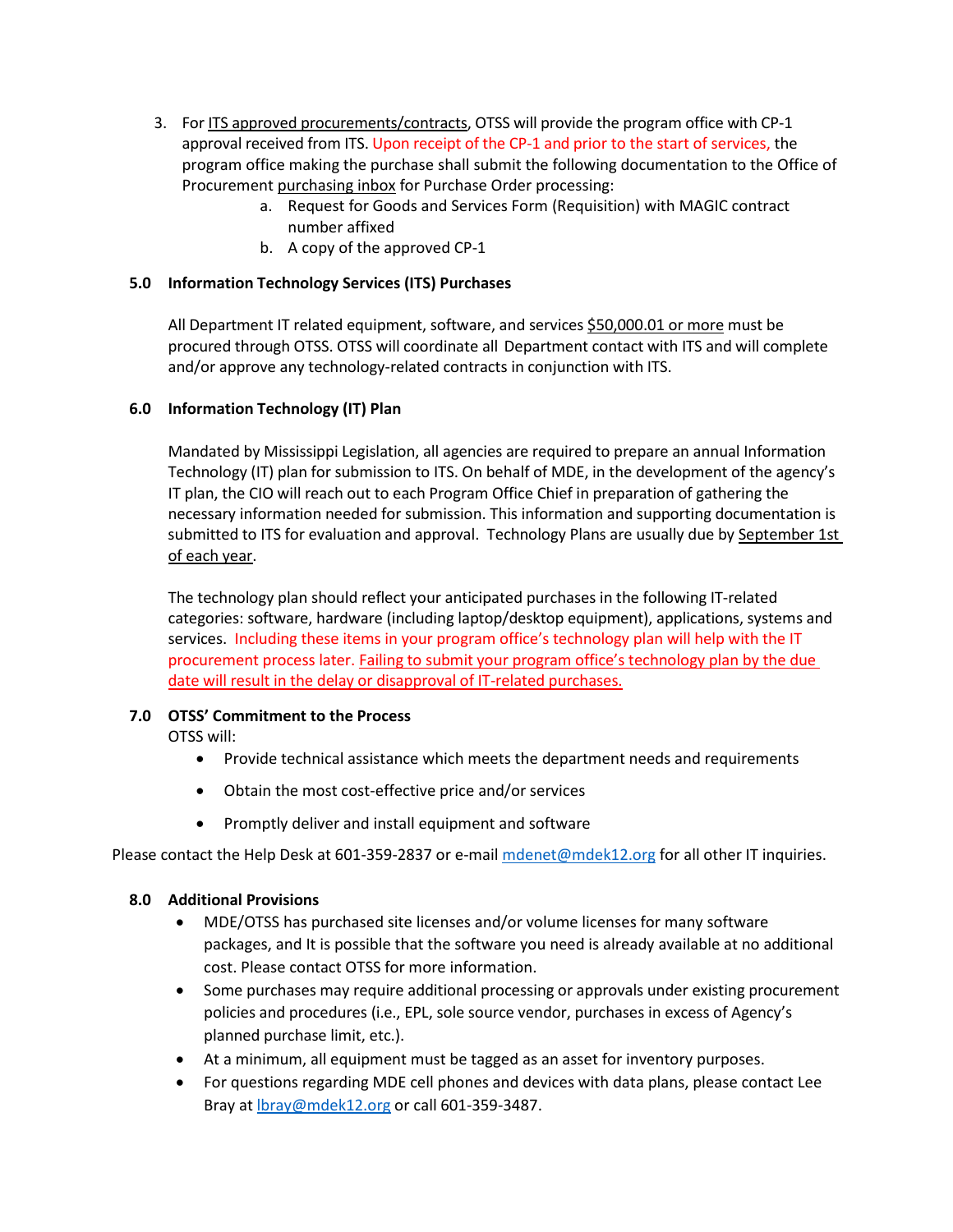3. For ITS approved procurements/contracts, OTSS will provide the program office with CP-1 approval received from ITS. Upon receipt of the CP-1 and prior to the start of services, the program office making the purchase shall submit the following documentation to the Office of Procurement purchasing inbox for Purchase Order processing:
    a. Request for Goods and Services Form (Requisition) with MAGIC contract number affixed
    b. A copy of the approved CP-1

## 5.0 Information Technology Services (ITS) Purchases

All Department IT related equipment, software, and services $50,000.01 or more must be procured through OTSS. OTSS will coordinate all Department contact with ITS and will complete and/or approve any technology-related contracts in conjunction with ITS.

## 6.0 Information Technology (IT) Plan

Mandated by Mississippi Legislation, all agencies are required to prepare an annual Information Technology (IT) plan for submission to ITS. On behalf of MDE, in the development of the agency's IT plan, the CIO will reach out to each Program Office Chief in preparation of gathering the necessary information needed for submission. This information and supporting documentation is submitted to ITS for evaluation and approval. Technology Plans are usually due by September 1st of each year.

The technology plan should reflect your anticipated purchases in the following IT-related categories: software, hardware (including laptop/desktop equipment), applications, systems and services. Including these items in your program office's technology plan will help with the IT procurement process later. Failing to submit your program office's technology plan by the due date will result in the delay or disapproval of IT-related purchases.

## 7.0 OTSS' Commitment to the Process

OTSS will:

- Provide technical assistance which meets the department needs and requirements
- Obtain the most cost-effective price and/or services
- Promptly deliver and install equipment and software

Please contact the Help Desk at 601-359-2837 or e-mail mdenet@mdek12.org for all other IT inquiries.

## 8.0 Additional Provisions

- MDE/OTSS has purchased site licenses and/or volume licenses for many software packages, and It is possible that the software you need is already available at no additional cost. Please contact OTSS for more information.
- Some purchases may require additional processing or approvals under existing procurement policies and procedures (i.e., EPL, sole source vendor, purchases in excess of Agency's planned purchase limit, etc.).
- At a minimum, all equipment must be tagged as an asset for inventory purposes.
- For questions regarding MDE cell phones and devices with data plans, please contact Lee Bray at lbray@mdek12.org or call 601-359-3487.